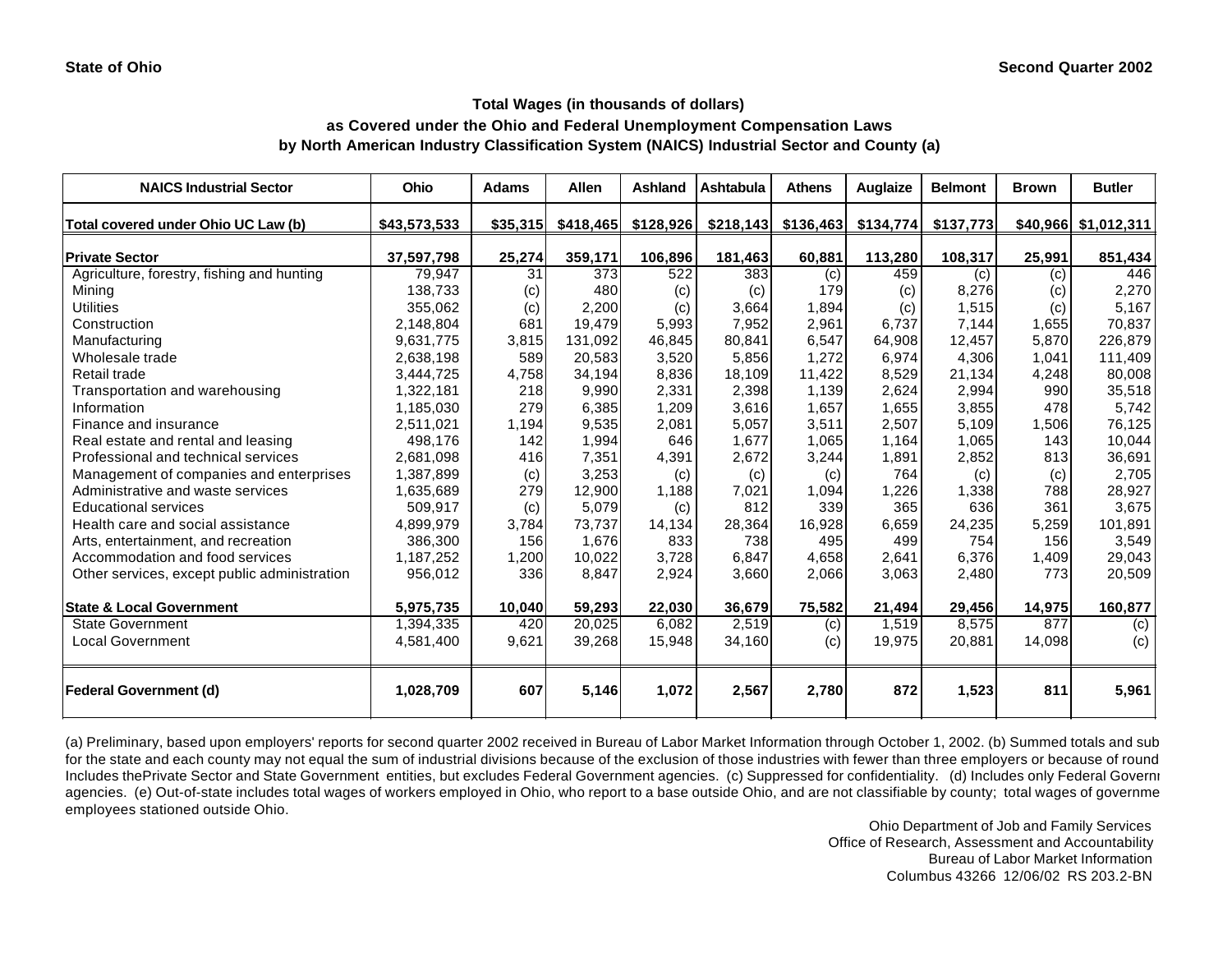State of Ohio

Second Quarter 2002

## Total Wages (in thousands of dollars)
## as Covered under the Ohio and Federal Unemployment Compensation Laws
## by North American Industry Classification System (NAICS) Industrial Sector and County (a)

| NAICS Industrial Sector | Ohio | Adams | Allen | Ashland | Ashtabula | Athens | Auglaize | Belmont | Brown | Butler |
|---|---|---|---|---|---|---|---|---|---|---|
| **Total covered under Ohio UC Law (b)** | **$43,573,533** | **$35,315** | **$418,465** | **$128,926** | **$218,143** | **$136,463** | **$134,774** | **$137,773** | **$40,966** | **$1,012,311** |
| **Private Sector** | **37,597,798** | **25,274** | **359,171** | **106,896** | **181,463** | **60,881** | **113,280** | **108,317** | **25,991** | **851,434** |
| Agriculture, forestry, fishing and hunting | 79,947 | 31 | 373 | 522 | 383 | (c) | 459 | (c) | (c) | 446 |
| Mining | 138,733 | (c) | 480 | (c) | (c) | 179 | (c) | 8,276 | (c) | 2,270 |
| Utilities | 355,062 | (c) | 2,200 | (c) | 3,664 | 1,894 | (c) | 1,515 | (c) | 5,167 |
| Construction | 2,148,804 | 681 | 19,479 | 5,993 | 7,952 | 2,961 | 6,737 | 7,144 | 1,655 | 70,837 |
| Manufacturing | 9,631,775 | 3,815 | 131,092 | 46,845 | 80,841 | 6,547 | 64,908 | 12,457 | 5,870 | 226,879 |
| Wholesale trade | 2,638,198 | 589 | 20,583 | 3,520 | 5,856 | 1,272 | 6,974 | 4,306 | 1,041 | 111,409 |
| Retail trade | 3,444,725 | 4,758 | 34,194 | 8,836 | 18,109 | 11,422 | 8,529 | 21,134 | 4,248 | 80,008 |
| Transportation and warehousing | 1,322,181 | 218 | 9,990 | 2,331 | 2,398 | 1,139 | 2,624 | 2,994 | 990 | 35,518 |
| Information | 1,185,030 | 279 | 6,385 | 1,209 | 3,616 | 1,657 | 1,655 | 3,855 | 478 | 5,742 |
| Finance and insurance | 2,511,021 | 1,194 | 9,535 | 2,081 | 5,057 | 3,511 | 2,507 | 5,109 | 1,506 | 76,125 |
| Real estate and rental and leasing | 498,176 | 142 | 1,994 | 646 | 1,677 | 1,065 | 1,164 | 1,065 | 143 | 10,044 |
| Professional and technical services | 2,681,098 | 416 | 7,351 | 4,391 | 2,672 | 3,244 | 1,891 | 2,852 | 813 | 36,691 |
| Management of companies and enterprises | 1,387,899 | (c) | 3,253 | (c) | (c) | (c) | 764 | (c) | (c) | 2,705 |
| Administrative and waste services | 1,635,689 | 279 | 12,900 | 1,188 | 7,021 | 1,094 | 1,226 | 1,338 | 788 | 28,927 |
| Educational services | 509,917 | (c) | 5,079 | (c) | 812 | 339 | 365 | 636 | 361 | 3,675 |
| Health care and social assistance | 4,899,979 | 3,784 | 73,737 | 14,134 | 28,364 | 16,928 | 6,659 | 24,235 | 5,259 | 101,891 |
| Arts, entertainment, and recreation | 386,300 | 156 | 1,676 | 833 | 738 | 495 | 499 | 754 | 156 | 3,549 |
| Accommodation and food services | 1,187,252 | 1,200 | 10,022 | 3,728 | 6,847 | 4,658 | 2,641 | 6,376 | 1,409 | 29,043 |
| Other services, except public administration | 956,012 | 336 | 8,847 | 2,924 | 3,660 | 2,066 | 3,063 | 2,480 | 773 | 20,509 |
| **State & Local Government** | **5,975,735** | **10,040** | **59,293** | **22,030** | **36,679** | **75,582** | **21,494** | **29,456** | **14,975** | **160,877** |
| State Government | 1,394,335 | 420 | 20,025 | 6,082 | 2,519 | (c) | 1,519 | 8,575 | 877 | (c) |
| Local Government | 4,581,400 | 9,621 | 39,268 | 15,948 | 34,160 | (c) | 19,975 | 20,881 | 14,098 | (c) |
| **Federal Government (d)** | **1,028,709** | **607** | **5,146** | **1,072** | **2,567** | **2,780** | **872** | **1,523** | **811** | **5,961** |

(a) Preliminary, based upon employers' reports for second quarter 2002 received in Bureau of Labor Market Information through October 1, 2002. (b) Summed totals and sub for the state and each county may not equal the sum of industrial divisions because of the exclusion of those industries with fewer than three employers or because of round Includes thePrivate Sector and State Government entities, but excludes Federal Government agencies. (c) Suppressed for confidentiality. (d) Includes only Federal Governi agencies. (e) Out-of-state includes total wages of workers employed in Ohio, who report to a base outside Ohio, and are not classifiable by county; total wages of governme employees stationed outside Ohio.

Ohio Department of Job and Family Services
Office of Research, Assessment and Accountability
Bureau of Labor Market Information
Columbus 43266 12/06/02 RS 203.2-BN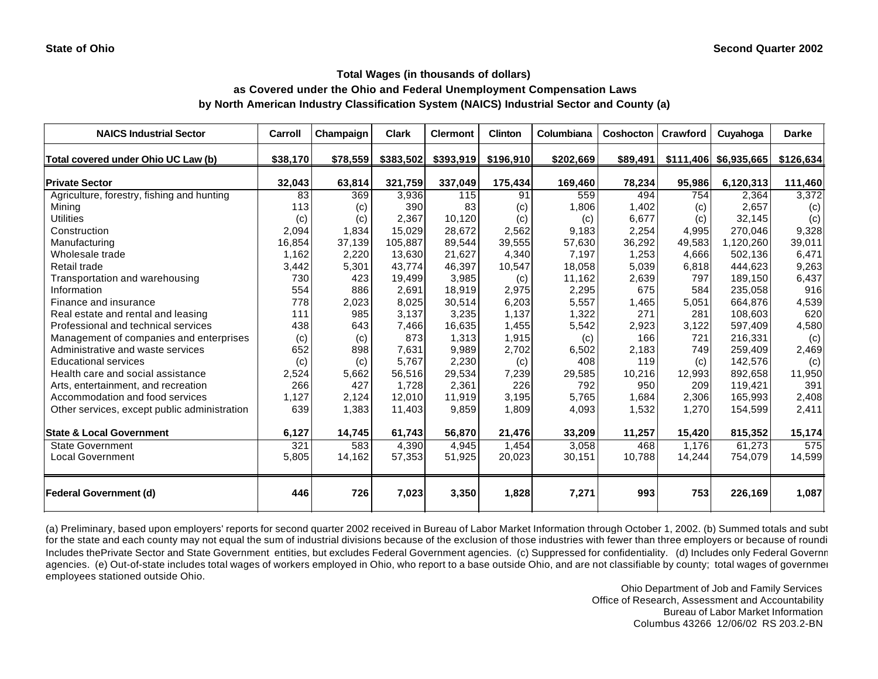State of Ohio | Second Quarter 2002

### Total Wages (in thousands of dollars)
### as Covered under the Ohio and Federal Unemployment Compensation Laws
### by North American Industry Classification System (NAICS) Industrial Sector and County (a)

| NAICS Industrial Sector | Carroll | Champaign | Clark | Clermont | Clinton | Columbiana | Coshocton | Crawford | Cuyahoga | Darke |
|---|---|---|---|---|---|---|---|---|---|---|
| Total covered under Ohio UC Law (b) | $38,170 | $78,559 | $383,502 | $393,919 | $196,910 | $202,669 | $89,491 | $111,406 | $6,935,665 | $126,634 |
| **Private Sector** | **32,043** | **63,814** | **321,759** | **337,049** | **175,434** | **169,460** | **78,234** | **95,986** | **6,120,313** | **111,460** |
| Agriculture, forestry, fishing and hunting | 83 | 369 | 3,936 | 115 | 91 | 559 | 494 | 754 | 2,364 | 3,372 |
| Mining | 113 | (c) | 390 | 83 | (c) | 1,806 | 1,402 | (c) | 2,657 | (c) |
| Utilities | (c) | (c) | 2,367 | 10,120 | (c) | (c) | 6,677 | (c) | 32,145 | (c) |
| Construction | 2,094 | 1,834 | 15,029 | 28,672 | 2,562 | 9,183 | 2,254 | 4,995 | 270,046 | 9,328 |
| Manufacturing | 16,854 | 37,139 | 105,887 | 89,544 | 39,555 | 57,630 | 36,292 | 49,583 | 1,120,260 | 39,011 |
| Wholesale trade | 1,162 | 2,220 | 13,630 | 21,627 | 4,340 | 7,197 | 1,253 | 4,666 | 502,136 | 6,471 |
| Retail trade | 3,442 | 5,301 | 43,774 | 46,397 | 10,547 | 18,058 | 5,039 | 6,818 | 444,623 | 9,263 |
| Transportation and warehousing | 730 | 423 | 19,499 | 3,985 | (c) | 11,162 | 2,639 | 797 | 189,150 | 6,437 |
| Information | 554 | 886 | 2,691 | 18,919 | 2,975 | 2,295 | 675 | 584 | 235,058 | 916 |
| Finance and insurance | 778 | 2,023 | 8,025 | 30,514 | 6,203 | 5,557 | 1,465 | 5,051 | 664,876 | 4,539 |
| Real estate and rental and leasing | 111 | 985 | 3,137 | 3,235 | 1,137 | 1,322 | 271 | 281 | 108,603 | 620 |
| Professional and technical services | 438 | 643 | 7,466 | 16,635 | 1,455 | 5,542 | 2,923 | 3,122 | 597,409 | 4,580 |
| Management of companies and enterprises | (c) | (c) | 873 | 1,313 | 1,915 | (c) | 166 | 721 | 216,331 | (c) |
| Administrative and waste services | 652 | 898 | 7,631 | 9,989 | 2,702 | 6,502 | 2,183 | 749 | 259,409 | 2,469 |
| Educational services | (c) | (c) | 5,767 | 2,230 | (c) | 408 | 119 | (c) | 142,576 | (c) |
| Health care and social assistance | 2,524 | 5,662 | 56,516 | 29,534 | 7,239 | 29,585 | 10,216 | 12,993 | 892,658 | 11,950 |
| Arts, entertainment, and recreation | 266 | 427 | 1,728 | 2,361 | 226 | 792 | 950 | 209 | 119,421 | 391 |
| Accommodation and food services | 1,127 | 2,124 | 12,010 | 11,919 | 3,195 | 5,765 | 1,684 | 2,306 | 165,993 | 2,408 |
| Other services, except public administration | 639 | 1,383 | 11,403 | 9,859 | 1,809 | 4,093 | 1,532 | 1,270 | 154,599 | 2,411 |
| **State & Local Government** | **6,127** | **14,745** | **61,743** | **56,870** | **21,476** | **33,209** | **11,257** | **15,420** | **815,352** | **15,174** |
| State Government | 321 | 583 | 4,390 | 4,945 | 1,454 | 3,058 | 468 | 1,176 | 61,273 | 575 |
| Local Government | 5,805 | 14,162 | 57,353 | 51,925 | 20,023 | 30,151 | 10,788 | 14,244 | 754,079 | 14,599 |
| **Federal Government (d)** | **446** | **726** | **7,023** | **3,350** | **1,828** | **7,271** | **993** | **753** | **226,169** | **1,087** |

(a) Preliminary, based upon employers' reports for second quarter 2002 received in Bureau of Labor Market Information through October 1, 2002. (b) Summed totals and subt for the state and each county may not equal the sum of industrial divisions because of the exclusion of those industries with fewer than three employers or because of roundi Includes thePrivate Sector and State Government entities, but excludes Federal Government agencies. (c) Suppressed for confidentiality. (d) Includes only Federal Governm agencies. (e) Out-of-state includes total wages of workers employed in Ohio, who report to a base outside Ohio, and are not classifiable by county; total wages of governme employees stationed outside Ohio.

Ohio Department of Job and Family Services
Office of Research, Assessment and Accountability
Bureau of Labor Market Information
Columbus 43266 12/06/02 RS 203.2-BN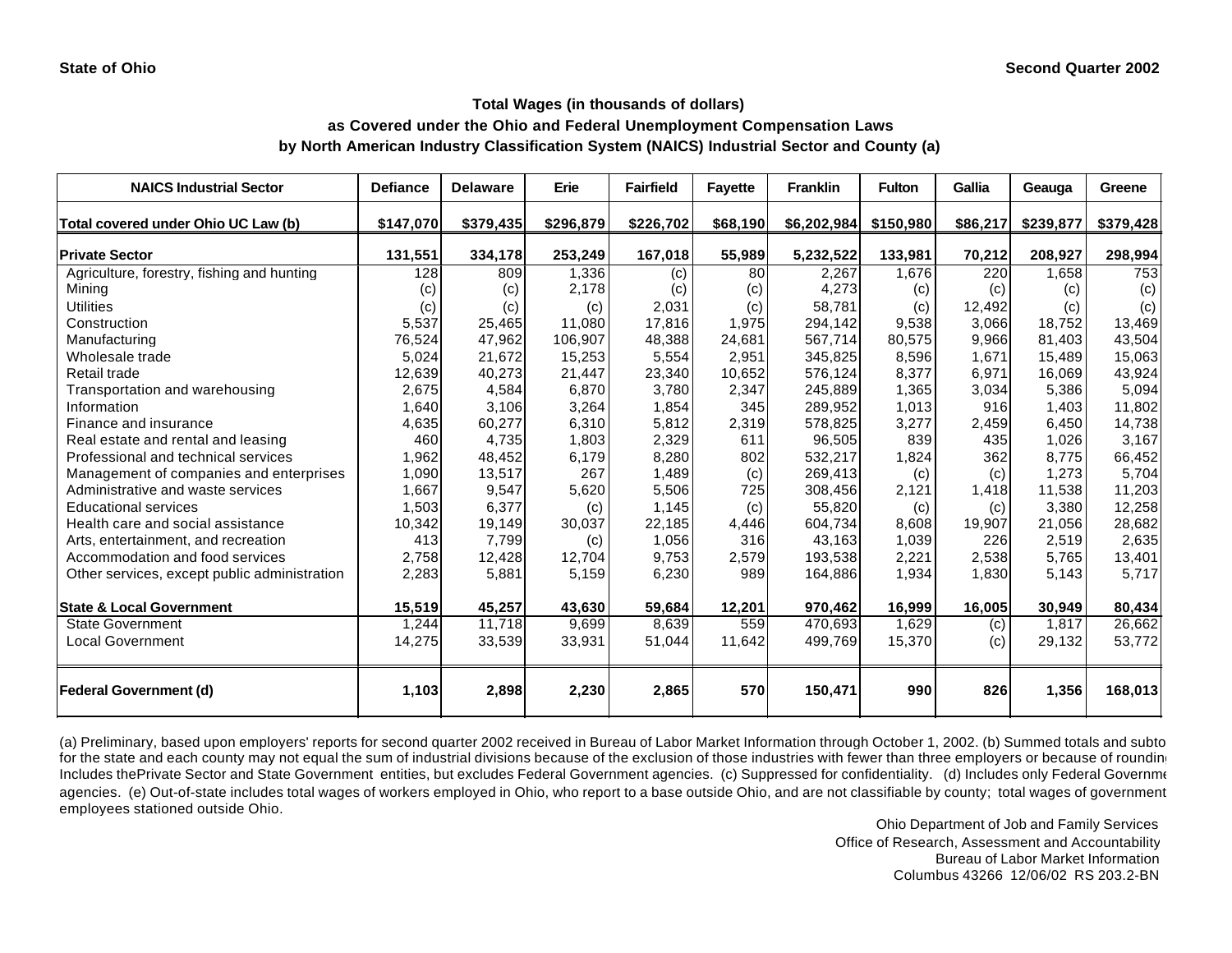State of Ohio

Second Quarter 2002

### Total Wages (in thousands of dollars)
### as Covered under the Ohio and Federal Unemployment Compensation Laws
### by North American Industry Classification System (NAICS) Industrial Sector and County (a)

| NAICS Industrial Sector | Defiance | Delaware | Erie | Fairfield | Fayette | Franklin | Fulton | Gallia | Geauga | Greene |
|---|---|---|---|---|---|---|---|---|---|---|
| **Total covered under Ohio UC Law (b)** | **$147,070** | **$379,435** | **$296,879** | **$226,702** | **$68,190** | **$6,202,984** | **$150,980** | **$86,217** | **$239,877** | **$379,428** |
| **Private Sector** | **131,551** | **334,178** | **253,249** | **167,018** | **55,989** | **5,232,522** | **133,981** | **70,212** | **208,927** | **298,994** |
| Agriculture, forestry, fishing and hunting | 128 | 809 | 1,336 | (c) | 80 | 2,267 | 1,676 | 220 | 1,658 | 753 |
| Mining | (c) | (c) | 2,178 | (c) | (c) | 4,273 | (c) | (c) | (c) | (c) |
| Utilities | (c) | (c) | (c) | 2,031 | (c) | 58,781 | (c) | 12,492 | (c) | (c) |
| Construction | 5,537 | 25,465 | 11,080 | 17,816 | 1,975 | 294,142 | 9,538 | 3,066 | 18,752 | 13,469 |
| Manufacturing | 76,524 | 47,962 | 106,907 | 48,388 | 24,681 | 567,714 | 80,575 | 9,966 | 81,403 | 43,504 |
| Wholesale trade | 5,024 | 21,672 | 15,253 | 5,554 | 2,951 | 345,825 | 8,596 | 1,671 | 15,489 | 15,063 |
| Retail trade | 12,639 | 40,273 | 21,447 | 23,340 | 10,652 | 576,124 | 8,377 | 6,971 | 16,069 | 43,924 |
| Transportation and warehousing | 2,675 | 4,584 | 6,870 | 3,780 | 2,347 | 245,889 | 1,365 | 3,034 | 5,386 | 5,094 |
| Information | 1,640 | 3,106 | 3,264 | 1,854 | 345 | 289,952 | 1,013 | 916 | 1,403 | 11,802 |
| Finance and insurance | 4,635 | 60,277 | 6,310 | 5,812 | 2,319 | 578,825 | 3,277 | 2,459 | 6,450 | 14,738 |
| Real estate and rental and leasing | 460 | 4,735 | 1,803 | 2,329 | 611 | 96,505 | 839 | 435 | 1,026 | 3,167 |
| Professional and technical services | 1,962 | 48,452 | 6,179 | 8,280 | 802 | 532,217 | 1,824 | 362 | 8,775 | 66,452 |
| Management of companies and enterprises | 1,090 | 13,517 | 267 | 1,489 | (c) | 269,413 | (c) | (c) | 1,273 | 5,704 |
| Administrative and waste services | 1,667 | 9,547 | 5,620 | 5,506 | 725 | 308,456 | 2,121 | 1,418 | 11,538 | 11,203 |
| Educational services | 1,503 | 6,377 | (c) | 1,145 | (c) | 55,820 | (c) | (c) | 3,380 | 12,258 |
| Health care and social assistance | 10,342 | 19,149 | 30,037 | 22,185 | 4,446 | 604,734 | 8,608 | 19,907 | 21,056 | 28,682 |
| Arts, entertainment, and recreation | 413 | 7,799 | (c) | 1,056 | 316 | 43,163 | 1,039 | 226 | 2,519 | 2,635 |
| Accommodation and food services | 2,758 | 12,428 | 12,704 | 9,753 | 2,579 | 193,538 | 2,221 | 2,538 | 5,765 | 13,401 |
| Other services, except public administration | 2,283 | 5,881 | 5,159 | 6,230 | 989 | 164,886 | 1,934 | 1,830 | 5,143 | 5,717 |
| **State & Local Government** | **15,519** | **45,257** | **43,630** | **59,684** | **12,201** | **970,462** | **16,999** | **16,005** | **30,949** | **80,434** |
| State Government | 1,244 | 11,718 | 9,699 | 8,639 | 559 | 470,693 | 1,629 | (c) | 1,817 | 26,662 |
| Local Government | 14,275 | 33,539 | 33,931 | 51,044 | 11,642 | 499,769 | 15,370 | (c) | 29,132 | 53,772 |
| **Federal Government (d)** | **1,103** | **2,898** | **2,230** | **2,865** | **570** | **150,471** | **990** | **826** | **1,356** | **168,013** |

(a) Preliminary, based upon employers' reports for second quarter 2002 received in Bureau of Labor Market Information through October 1, 2002. (b) Summed totals and subto for the state and each county may not equal the sum of industrial divisions because of the exclusion of those industries with fewer than three employers or because of roundin Includes thePrivate Sector and State Government entities, but excludes Federal Government agencies. (c) Suppressed for confidentiality. (d) Includes only Federal Governme agencies. (e) Out-of-state includes total wages of workers employed in Ohio, who report to a base outside Ohio, and are not classifiable by county; total wages of government employees stationed outside Ohio.

Ohio Department of Job and Family Services
Office of Research, Assessment and Accountability
Bureau of Labor Market Information
Columbus 43266 12/06/02 RS 203.2-BN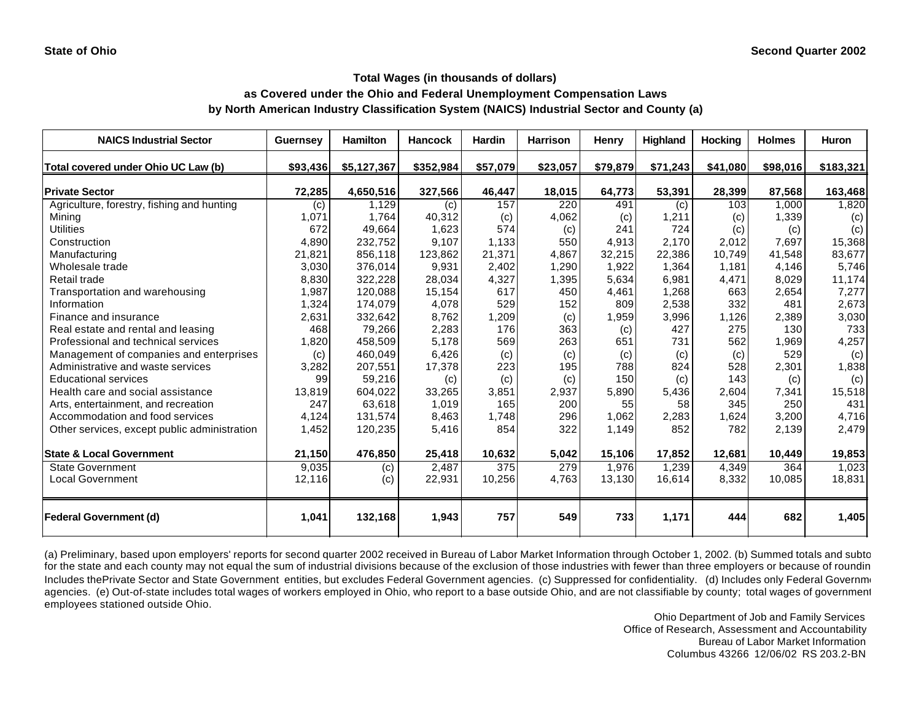State of Ohio

Second Quarter 2002

# Total Wages (in thousands of dollars)
## as Covered under the Ohio and Federal Unemployment Compensation Laws
## by North American Industry Classification System (NAICS) Industrial Sector and County (a)

| NAICS Industrial Sector | Guernsey | Hamilton | Hancock | Hardin | Harrison | Henry | Highland | Hocking | Holmes | Huron |
|---|---|---|---|---|---|---|---|---|---|---|
| **Total covered under Ohio UC Law (b)** | **$93,436** | **$5,127,367** | **$352,984** | **$57,079** | **$23,057** | **$79,879** | **$71,243** | **$41,080** | **$98,016** | **$183,321** |
| **Private Sector** | **72,285** | **4,650,516** | **327,566** | **46,447** | **18,015** | **64,773** | **53,391** | **28,399** | **87,568** | **163,468** |
| Agriculture, forestry, fishing and hunting | (c) | 1,129 | (c) | 157 | 220 | 491 | (c) | 103 | 1,000 | 1,820 |
| Mining | 1,071 | 1,764 | 40,312 | (c) | 4,062 | (c) | 1,211 | (c) | 1,339 | (c) |
| Utilities | 672 | 49,664 | 1,623 | 574 | (c) | 241 | 724 | (c) | (c) | (c) |
| Construction | 4,890 | 232,752 | 9,107 | 1,133 | 550 | 4,913 | 2,170 | 2,012 | 7,697 | 15,368 |
| Manufacturing | 21,821 | 856,118 | 123,862 | 21,371 | 4,867 | 32,215 | 22,386 | 10,749 | 41,548 | 83,677 |
| Wholesale trade | 3,030 | 376,014 | 9,931 | 2,402 | 1,290 | 1,922 | 1,364 | 1,181 | 4,146 | 5,746 |
| Retail trade | 8,830 | 322,228 | 28,034 | 4,327 | 1,395 | 5,634 | 6,981 | 4,471 | 8,029 | 11,174 |
| Transportation and warehousing | 1,987 | 120,088 | 15,154 | 617 | 450 | 4,461 | 1,268 | 663 | 2,654 | 7,277 |
| Information | 1,324 | 174,079 | 4,078 | 529 | 152 | 809 | 2,538 | 332 | 481 | 2,673 |
| Finance and insurance | 2,631 | 332,642 | 8,762 | 1,209 | (c) | 1,959 | 3,996 | 1,126 | 2,389 | 3,030 |
| Real estate and rental and leasing | 468 | 79,266 | 2,283 | 176 | 363 | (c) | 427 | 275 | 130 | 733 |
| Professional and technical services | 1,820 | 458,509 | 5,178 | 569 | 263 | 651 | 731 | 562 | 1,969 | 4,257 |
| Management of companies and enterprises | (c) | 460,049 | 6,426 | (c) | (c) | (c) | (c) | (c) | 529 | (c) |
| Administrative and waste services | 3,282 | 207,551 | 17,378 | 223 | 195 | 788 | 824 | 528 | 2,301 | 1,838 |
| Educational services | 99 | 59,216 | (c) | (c) | (c) | 150 | (c) | 143 | (c) | (c) |
| Health care and social assistance | 13,819 | 604,022 | 33,265 | 3,851 | 2,937 | 5,890 | 5,436 | 2,604 | 7,341 | 15,518 |
| Arts, entertainment, and recreation | 247 | 63,618 | 1,019 | 165 | 200 | 55 | 58 | 345 | 250 | 431 |
| Accommodation and food services | 4,124 | 131,574 | 8,463 | 1,748 | 296 | 1,062 | 2,283 | 1,624 | 3,200 | 4,716 |
| Other services, except public administration | 1,452 | 120,235 | 5,416 | 854 | 322 | 1,149 | 852 | 782 | 2,139 | 2,479 |
| **State & Local Government** | **21,150** | **476,850** | **25,418** | **10,632** | **5,042** | **15,106** | **17,852** | **12,681** | **10,449** | **19,853** |
| State Government | 9,035 | (c) | 2,487 | 375 | 279 | 1,976 | 1,239 | 4,349 | 364 | 1,023 |
| Local Government | 12,116 | (c) | 22,931 | 10,256 | 4,763 | 13,130 | 16,614 | 8,332 | 10,085 | 18,831 |
| **Federal Government (d)** | **1,041** | **132,168** | **1,943** | **757** | **549** | **733** | **1,171** | **444** | **682** | **1,405** |

(a) Preliminary, based upon employers' reports for second quarter 2002 received in Bureau of Labor Market Information through October 1, 2002. (b) Summed totals and subto for the state and each county may not equal the sum of industrial divisions because of the exclusion of those industries with fewer than three employers or because of roundin Includes thePrivate Sector and State Government entities, but excludes Federal Government agencies. (c) Suppressed for confidentiality. (d) Includes only Federal Governm agencies. (e) Out-of-state includes total wages of workers employed in Ohio, who report to a base outside Ohio, and are not classifiable by county; total wages of governmen employees stationed outside Ohio.

Ohio Department of Job and Family Services
Office of Research, Assessment and Accountability
Bureau of Labor Market Information
Columbus 43266 12/06/02 RS 203.2-BN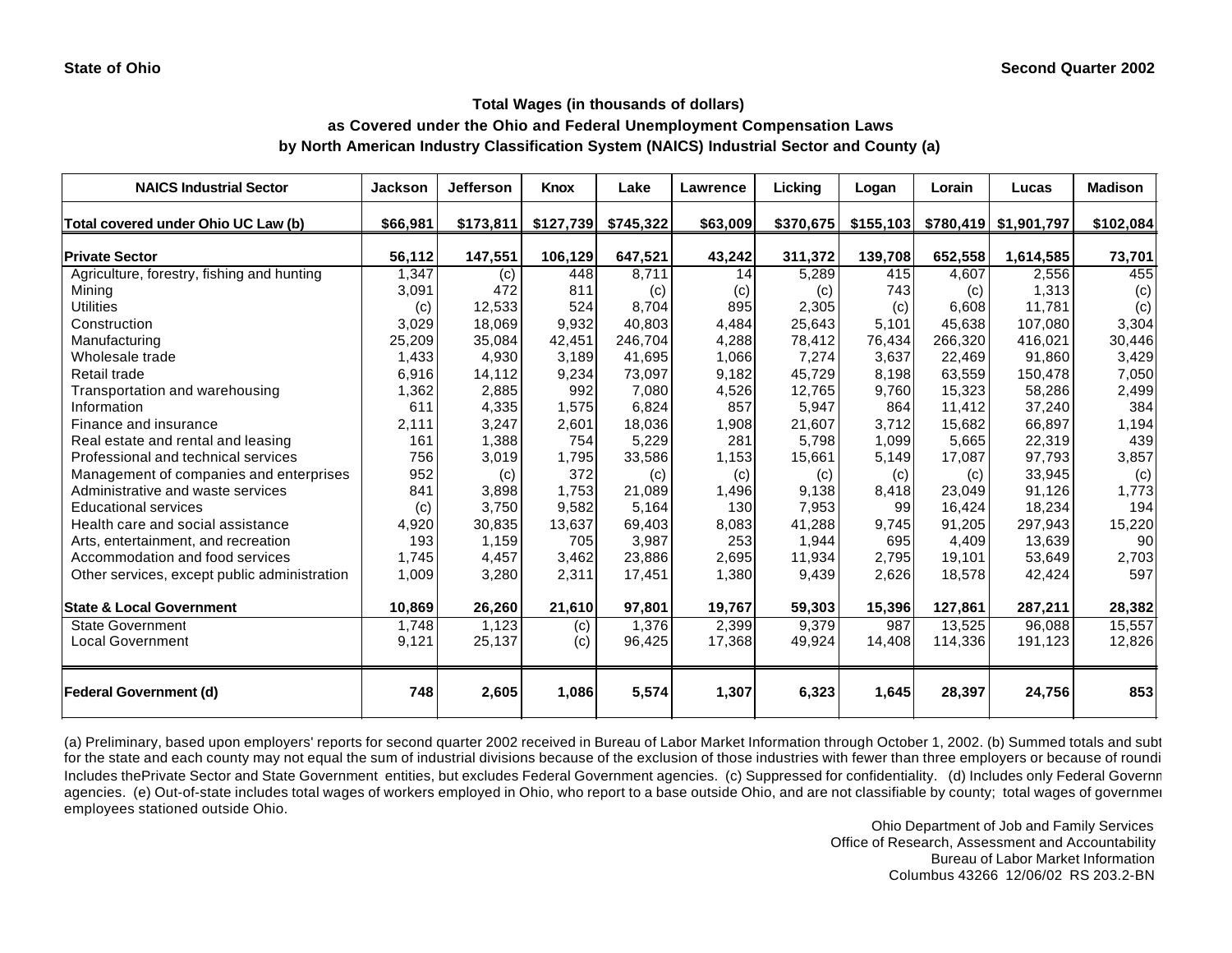State of Ohio

Second Quarter 2002

## Total Wages (in thousands of dollars)
## as Covered under the Ohio and Federal Unemployment Compensation Laws
## by North American Industry Classification System (NAICS) Industrial Sector and County (a)

| NAICS Industrial Sector | Jackson | Jefferson | Knox | Lake | Lawrence | Licking | Logan | Lorain | Lucas | Madison |
|---|---|---|---|---|---|---|---|---|---|---|
| **Total covered under Ohio UC Law (b)** | **$66,981** | **$173,811** | **$127,739** | **$745,322** | **$63,009** | **$370,675** | **$155,103** | **$780,419** | **$1,901,797** | **$102,084** |
| **Private Sector** | **56,112** | **147,551** | **106,129** | **647,521** | **43,242** | **311,372** | **139,708** | **652,558** | **1,614,585** | **73,701** |
| Agriculture, forestry, fishing and hunting | 1,347 | (c) | 448 | 8,711 | 14 | 5,289 | 415 | 4,607 | 2,556 | 455 |
| Mining | 3,091 | 472 | 811 | (c) | (c) | (c) | 743 | (c) | 1,313 | (c) |
| Utilities | (c) | 12,533 | 524 | 8,704 | 895 | 2,305 | (c) | 6,608 | 11,781 | (c) |
| Construction | 3,029 | 18,069 | 9,932 | 40,803 | 4,484 | 25,643 | 5,101 | 45,638 | 107,080 | 3,304 |
| Manufacturing | 25,209 | 35,084 | 42,451 | 246,704 | 4,288 | 78,412 | 76,434 | 266,320 | 416,021 | 30,446 |
| Wholesale trade | 1,433 | 4,930 | 3,189 | 41,695 | 1,066 | 7,274 | 3,637 | 22,469 | 91,860 | 3,429 |
| Retail trade | 6,916 | 14,112 | 9,234 | 73,097 | 9,182 | 45,729 | 8,198 | 63,559 | 150,478 | 7,050 |
| Transportation and warehousing | 1,362 | 2,885 | 992 | 7,080 | 4,526 | 12,765 | 9,760 | 15,323 | 58,286 | 2,499 |
| Information | 611 | 4,335 | 1,575 | 6,824 | 857 | 5,947 | 864 | 11,412 | 37,240 | 384 |
| Finance and insurance | 2,111 | 3,247 | 2,601 | 18,036 | 1,908 | 21,607 | 3,712 | 15,682 | 66,897 | 1,194 |
| Real estate and rental and leasing | 161 | 1,388 | 754 | 5,229 | 281 | 5,798 | 1,099 | 5,665 | 22,319 | 439 |
| Professional and technical services | 756 | 3,019 | 1,795 | 33,586 | 1,153 | 15,661 | 5,149 | 17,087 | 97,793 | 3,857 |
| Management of companies and enterprises | 952 | (c) | 372 | (c) | (c) | (c) | (c) | (c) | 33,945 | (c) |
| Administrative and waste services | 841 | 3,898 | 1,753 | 21,089 | 1,496 | 9,138 | 8,418 | 23,049 | 91,126 | 1,773 |
| Educational services | (c) | 3,750 | 9,582 | 5,164 | 130 | 7,953 | 99 | 16,424 | 18,234 | 194 |
| Health care and social assistance | 4,920 | 30,835 | 13,637 | 69,403 | 8,083 | 41,288 | 9,745 | 91,205 | 297,943 | 15,220 |
| Arts, entertainment, and recreation | 193 | 1,159 | 705 | 3,987 | 253 | 1,944 | 695 | 4,409 | 13,639 | 90 |
| Accommodation and food services | 1,745 | 4,457 | 3,462 | 23,886 | 2,695 | 11,934 | 2,795 | 19,101 | 53,649 | 2,703 |
| Other services, except public administration | 1,009 | 3,280 | 2,311 | 17,451 | 1,380 | 9,439 | 2,626 | 18,578 | 42,424 | 597 |
| **State & Local Government** | **10,869** | **26,260** | **21,610** | **97,801** | **19,767** | **59,303** | **15,396** | **127,861** | **287,211** | **28,382** |
| State Government | 1,748 | 1,123 | (c) | 1,376 | 2,399 | 9,379 | 987 | 13,525 | 96,088 | 15,557 |
| Local Government | 9,121 | 25,137 | (c) | 96,425 | 17,368 | 49,924 | 14,408 | 114,336 | 191,123 | 12,826 |
| **Federal Government (d)** | **748** | **2,605** | **1,086** | **5,574** | **1,307** | **6,323** | **1,645** | **28,397** | **24,756** | **853** |

(a) Preliminary, based upon employers' reports for second quarter 2002 received in Bureau of Labor Market Information through October 1, 2002. (b) Summed totals and subt for the state and each county may not equal the sum of industrial divisions because of the exclusion of those industries with fewer than three employers or because of roundi Includes thePrivate Sector and State Government entities, but excludes Federal Government agencies. (c) Suppressed for confidentiality. (d) Includes only Federal Governm agencies. (e) Out-of-state includes total wages of workers employed in Ohio, who report to a base outside Ohio, and are not classifiable by county; total wages of governme employees stationed outside Ohio.

Ohio Department of Job and Family Services
Office of Research, Assessment and Accountability
Bureau of Labor Market Information
Columbus 43266 12/06/02 RS 203.2-BN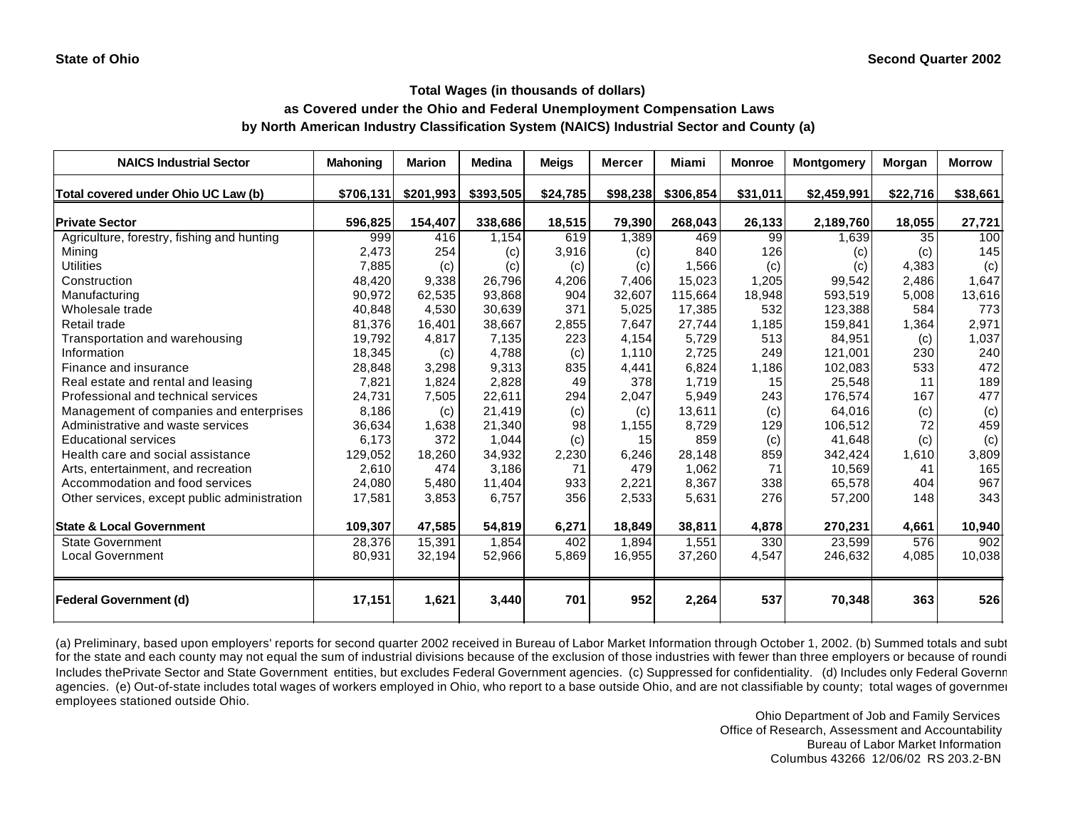State of Ohio　　　　Second Quarter 2002

### Total Wages (in thousands of dollars)
### as Covered under the Ohio and Federal Unemployment Compensation Laws
### by North American Industry Classification System (NAICS) Industrial Sector and County (a)

| NAICS Industrial Sector | Mahoning | Marion | Medina | Meigs | Mercer | Miami | Monroe | Montgomery | Morgan | Morrow |
|---|---|---|---|---|---|---|---|---|---|---|
| **Total covered under Ohio UC Law (b)** | **$706,131** | **$201,993** | **$393,505** | **$24,785** | **$98,238** | **$306,854** | **$31,011** | **$2,459,991** | **$22,716** | **$38,661** |
| **Private Sector** | **596,825** | **154,407** | **338,686** | **18,515** | **79,390** | **268,043** | **26,133** | **2,189,760** | **18,055** | **27,721** |
| Agriculture, forestry, fishing and hunting | 999 | 416 | 1,154 | 619 | 1,389 | 469 | 99 | 1,639 | 35 | 100 |
| Mining | 2,473 | 254 | (c) | 3,916 | (c) | 840 | 126 | (c) | (c) | 145 |
| Utilities | 7,885 | (c) | (c) | (c) | (c) | 1,566 | (c) | (c) | 4,383 | (c) |
| Construction | 48,420 | 9,338 | 26,796 | 4,206 | 7,406 | 15,023 | 1,205 | 99,542 | 2,486 | 1,647 |
| Manufacturing | 90,972 | 62,535 | 93,868 | 904 | 32,607 | 115,664 | 18,948 | 593,519 | 5,008 | 13,616 |
| Wholesale trade | 40,848 | 4,530 | 30,639 | 371 | 5,025 | 17,385 | 532 | 123,388 | 584 | 773 |
| Retail trade | 81,376 | 16,401 | 38,667 | 2,855 | 7,647 | 27,744 | 1,185 | 159,841 | 1,364 | 2,971 |
| Transportation and warehousing | 19,792 | 4,817 | 7,135 | 223 | 4,154 | 5,729 | 513 | 84,951 | (c) | 1,037 |
| Information | 18,345 | (c) | 4,788 | (c) | 1,110 | 2,725 | 249 | 121,001 | 230 | 240 |
| Finance and insurance | 28,848 | 3,298 | 9,313 | 835 | 4,441 | 6,824 | 1,186 | 102,083 | 533 | 472 |
| Real estate and rental and leasing | 7,821 | 1,824 | 2,828 | 49 | 378 | 1,719 | 15 | 25,548 | 11 | 189 |
| Professional and technical services | 24,731 | 7,505 | 22,611 | 294 | 2,047 | 5,949 | 243 | 176,574 | 167 | 477 |
| Management of companies and enterprises | 8,186 | (c) | 21,419 | (c) | (c) | 13,611 | (c) | 64,016 | (c) | (c) |
| Administrative and waste services | 36,634 | 1,638 | 21,340 | 98 | 1,155 | 8,729 | 129 | 106,512 | 72 | 459 |
| Educational services | 6,173 | 372 | 1,044 | (c) | 15 | 859 | (c) | 41,648 | (c) | (c) |
| Health care and social assistance | 129,052 | 18,260 | 34,932 | 2,230 | 6,246 | 28,148 | 859 | 342,424 | 1,610 | 3,809 |
| Arts, entertainment, and recreation | 2,610 | 474 | 3,186 | 71 | 479 | 1,062 | 71 | 10,569 | 41 | 165 |
| Accommodation and food services | 24,080 | 5,480 | 11,404 | 933 | 2,221 | 8,367 | 338 | 65,578 | 404 | 967 |
| Other services, except public administration | 17,581 | 3,853 | 6,757 | 356 | 2,533 | 5,631 | 276 | 57,200 | 148 | 343 |
| **State & Local Government** | **109,307** | **47,585** | **54,819** | **6,271** | **18,849** | **38,811** | **4,878** | **270,231** | **4,661** | **10,940** |
| State Government | 28,376 | 15,391 | 1,854 | 402 | 1,894 | 1,551 | 330 | 23,599 | 576 | 902 |
| Local Government | 80,931 | 32,194 | 52,966 | 5,869 | 16,955 | 37,260 | 4,547 | 246,632 | 4,085 | 10,038 |
| **Federal Government (d)** | **17,151** | **1,621** | **3,440** | **701** | **952** | **2,264** | **537** | **70,348** | **363** | **526** |

(a) Preliminary, based upon employers' reports for second quarter 2002 received in Bureau of Labor Market Information through October 1, 2002. (b) Summed totals and subt for the state and each county may not equal the sum of industrial divisions because of the exclusion of those industries with fewer than three employers or because of roundi Includes thePrivate Sector and State Government entities, but excludes Federal Government agencies. (c) Suppressed for confidentiality. (d) Includes only Federal Governm agencies. (e) Out-of-state includes total wages of workers employed in Ohio, who report to a base outside Ohio, and are not classifiable by county; total wages of governmer employees stationed outside Ohio.

Ohio Department of Job and Family Services
Office of Research, Assessment and Accountability
Bureau of Labor Market Information
Columbus 43266 12/06/02 RS 203.2-BN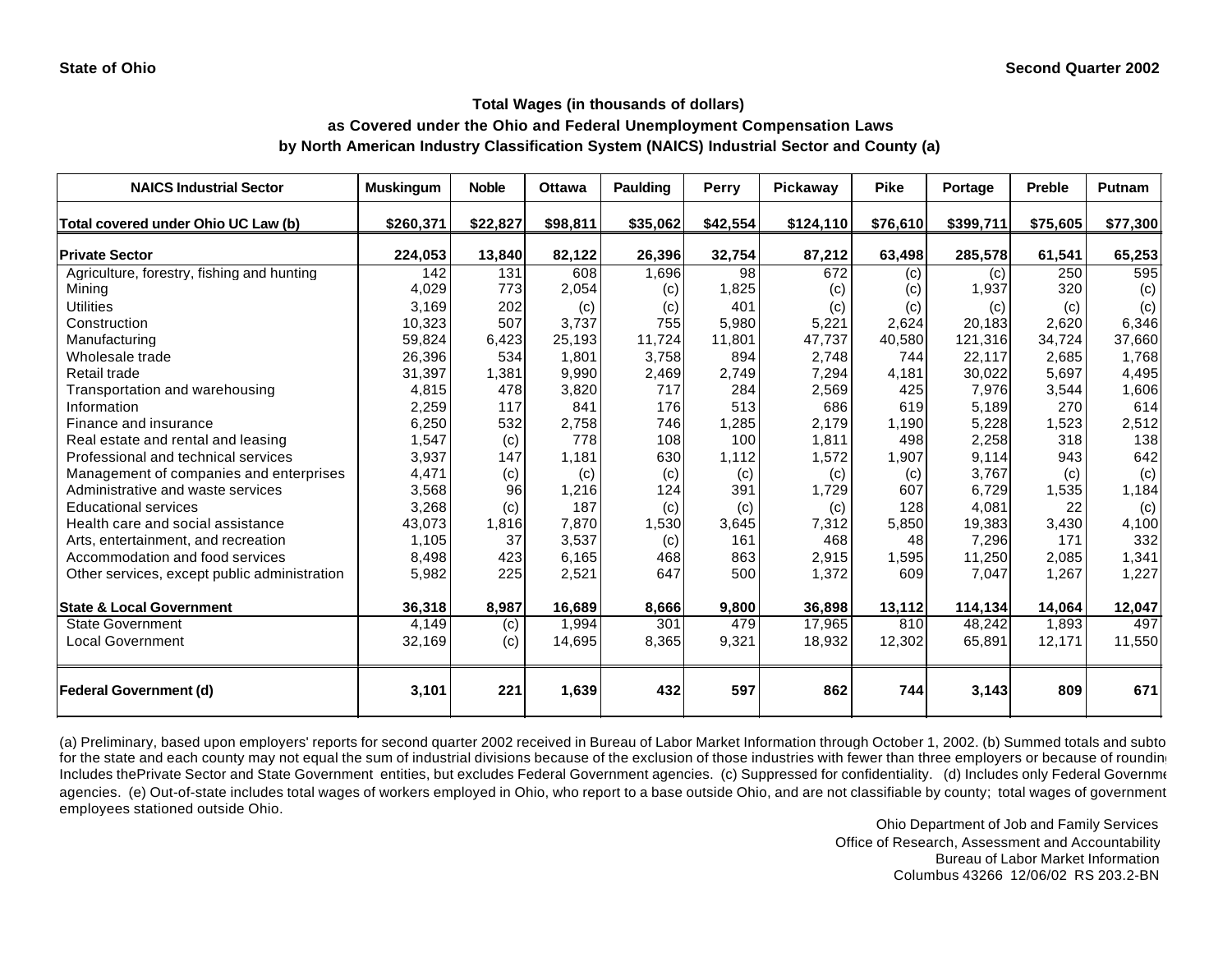State of Ohio

Second Quarter 2002

**Total Wages (in thousands of dollars)**
**as Covered under the Ohio and Federal Unemployment Compensation Laws**
**by North American Industry Classification System (NAICS) Industrial Sector and County (a)**

| NAICS Industrial Sector | Muskingum | Noble | Ottawa | Paulding | Perry | Pickaway | Pike | Portage | Preble | Putnam |
|---|---|---|---|---|---|---|---|---|---|---|
| **Total covered under Ohio UC Law (b)** | **$260,371** | **$22,827** | **$98,811** | **$35,062** | **$42,554** | **$124,110** | **$76,610** | **$399,711** | **$75,605** | **$77,300** |
| **Private Sector** | **224,053** | **13,840** | **82,122** | **26,396** | **32,754** | **87,212** | **63,498** | **285,578** | **61,541** | **65,253** |
| Agriculture, forestry, fishing and hunting | 142 | 131 | 608 | 1,696 | 98 | 672 | (c) | (c) | 250 | 595 |
| Mining | 4,029 | 773 | 2,054 | (c) | 1,825 | (c) | (c) | 1,937 | 320 | (c) |
| Utilities | 3,169 | 202 | (c) | (c) | 401 | (c) | (c) | (c) | (c) | (c) |
| Construction | 10,323 | 507 | 3,737 | 755 | 5,980 | 5,221 | 2,624 | 20,183 | 2,620 | 6,346 |
| Manufacturing | 59,824 | 6,423 | 25,193 | 11,724 | 11,801 | 47,737 | 40,580 | 121,316 | 34,724 | 37,660 |
| Wholesale trade | 26,396 | 534 | 1,801 | 3,758 | 894 | 2,748 | 744 | 22,117 | 2,685 | 1,768 |
| Retail trade | 31,397 | 1,381 | 9,990 | 2,469 | 2,749 | 7,294 | 4,181 | 30,022 | 5,697 | 4,495 |
| Transportation and warehousing | 4,815 | 478 | 3,820 | 717 | 284 | 2,569 | 425 | 7,976 | 3,544 | 1,606 |
| Information | 2,259 | 117 | 841 | 176 | 513 | 686 | 619 | 5,189 | 270 | 614 |
| Finance and insurance | 6,250 | 532 | 2,758 | 746 | 1,285 | 2,179 | 1,190 | 5,228 | 1,523 | 2,512 |
| Real estate and rental and leasing | 1,547 | (c) | 778 | 108 | 100 | 1,811 | 498 | 2,258 | 318 | 138 |
| Professional and technical services | 3,937 | 147 | 1,181 | 630 | 1,112 | 1,572 | 1,907 | 9,114 | 943 | 642 |
| Management of companies and enterprises | 4,471 | (c) | (c) | (c) | (c) | (c) | (c) | 3,767 | (c) | (c) |
| Administrative and waste services | 3,568 | 96 | 1,216 | 124 | 391 | 1,729 | 607 | 6,729 | 1,535 | 1,184 |
| Educational services | 3,268 | (c) | 187 | (c) | (c) | (c) | 128 | 4,081 | 22 | (c) |
| Health care and social assistance | 43,073 | 1,816 | 7,870 | 1,530 | 3,645 | 7,312 | 5,850 | 19,383 | 3,430 | 4,100 |
| Arts, entertainment, and recreation | 1,105 | 37 | 3,537 | (c) | 161 | 468 | 48 | 7,296 | 171 | 332 |
| Accommodation and food services | 8,498 | 423 | 6,165 | 468 | 863 | 2,915 | 1,595 | 11,250 | 2,085 | 1,341 |
| Other services, except public administration | 5,982 | 225 | 2,521 | 647 | 500 | 1,372 | 609 | 7,047 | 1,267 | 1,227 |
| **State & Local Government** | **36,318** | **8,987** | **16,689** | **8,666** | **9,800** | **36,898** | **13,112** | **114,134** | **14,064** | **12,047** |
| State Government | 4,149 | (c) | 1,994 | 301 | 479 | 17,965 | 810 | 48,242 | 1,893 | 497 |
| Local Government | 32,169 | (c) | 14,695 | 8,365 | 9,321 | 18,932 | 12,302 | 65,891 | 12,171 | 11,550 |
| **Federal Government (d)** | **3,101** | **221** | **1,639** | **432** | **597** | **862** | **744** | **3,143** | **809** | **671** |

(a) Preliminary, based upon employers' reports for second quarter 2002 received in Bureau of Labor Market Information through October 1, 2002. (b) Summed totals and subto for the state and each county may not equal the sum of industrial divisions because of the exclusion of those industries with fewer than three employers or because of roundin Includes thePrivate Sector and State Government entities, but excludes Federal Government agencies. (c) Suppressed for confidentiality. (d) Includes only Federal Governme agencies. (e) Out-of-state includes total wages of workers employed in Ohio, who report to a base outside Ohio, and are not classifiable by county; total wages of government employees stationed outside Ohio.

Ohio Department of Job and Family Services
Office of Research, Assessment and Accountability
Bureau of Labor Market Information
Columbus 43266 12/06/02 RS 203.2-BN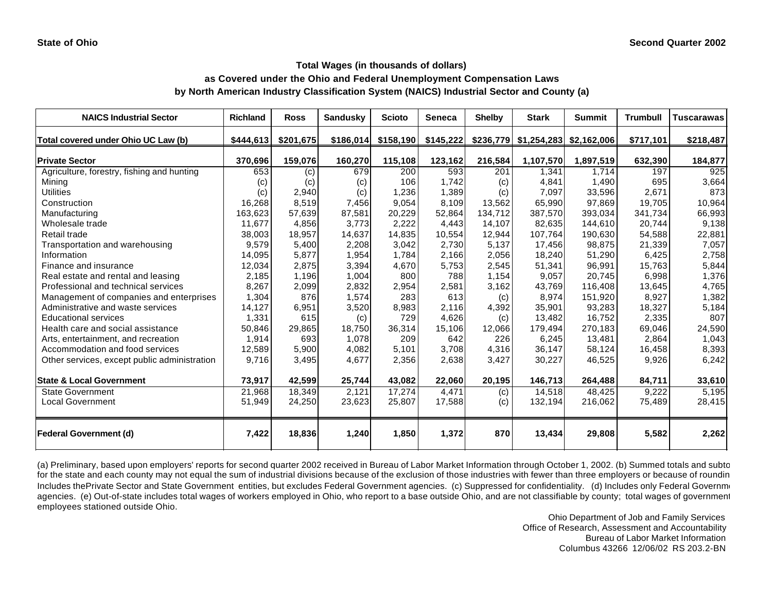State of Ohio

Second Quarter 2002

## Total Wages (in thousands of dollars)
## as Covered under the Ohio and Federal Unemployment Compensation Laws
## by North American Industry Classification System (NAICS) Industrial Sector and County (a)

| NAICS Industrial Sector | Richland | Ross | Sandusky | Scioto | Seneca | Shelby | Stark | Summit | Trumbull | Tuscarawas |
|---|---|---|---|---|---|---|---|---|---|---|
| **Total covered under Ohio UC Law (b)** | **$444,613** | **$201,675** | **$186,014** | **$158,190** | **$145,222** | **$236,779** | **$1,254,283** | **$2,162,006** | **$717,101** | **$218,487** |
| **Private Sector** | **370,696** | **159,076** | **160,270** | **115,108** | **123,162** | **216,584** | **1,107,570** | **1,897,519** | **632,390** | **184,877** |
| Agriculture, forestry, fishing and hunting | 653 | (c) | 679 | 200 | 593 | 201 | 1,341 | 1,714 | 197 | 925 |
| Mining | (c) | (c) | (c) | 106 | 1,742 | (c) | 4,841 | 1,490 | 695 | 3,664 |
| Utilities | (c) | 2,940 | (c) | 1,236 | 1,389 | (c) | 7,097 | 33,596 | 2,671 | 873 |
| Construction | 16,268 | 8,519 | 7,456 | 9,054 | 8,109 | 13,562 | 65,990 | 97,869 | 19,705 | 10,964 |
| Manufacturing | 163,623 | 57,639 | 87,581 | 20,229 | 52,864 | 134,712 | 387,570 | 393,034 | 341,734 | 66,993 |
| Wholesale trade | 11,677 | 4,856 | 3,773 | 2,222 | 4,443 | 14,107 | 82,635 | 144,610 | 20,744 | 9,138 |
| Retail trade | 38,003 | 18,957 | 14,637 | 14,835 | 10,554 | 12,944 | 107,764 | 190,630 | 54,588 | 22,881 |
| Transportation and warehousing | 9,579 | 5,400 | 2,208 | 3,042 | 2,730 | 5,137 | 17,456 | 98,875 | 21,339 | 7,057 |
| Information | 14,095 | 5,877 | 1,954 | 1,784 | 2,166 | 2,056 | 18,240 | 51,290 | 6,425 | 2,758 |
| Finance and insurance | 12,034 | 2,875 | 3,394 | 4,670 | 5,753 | 2,545 | 51,341 | 96,991 | 15,763 | 5,844 |
| Real estate and rental and leasing | 2,185 | 1,196 | 1,004 | 800 | 788 | 1,154 | 9,057 | 20,745 | 6,998 | 1,376 |
| Professional and technical services | 8,267 | 2,099 | 2,832 | 2,954 | 2,581 | 3,162 | 43,769 | 116,408 | 13,645 | 4,765 |
| Management of companies and enterprises | 1,304 | 876 | 1,574 | 283 | 613 | (c) | 8,974 | 151,920 | 8,927 | 1,382 |
| Administrative and waste services | 14,127 | 6,951 | 3,520 | 8,983 | 2,116 | 4,392 | 35,901 | 93,283 | 18,327 | 5,184 |
| Educational services | 1,331 | 615 | (c) | 729 | 4,626 | (c) | 13,482 | 16,752 | 2,335 | 807 |
| Health care and social assistance | 50,846 | 29,865 | 18,750 | 36,314 | 15,106 | 12,066 | 179,494 | 270,183 | 69,046 | 24,590 |
| Arts, entertainment, and recreation | 1,914 | 693 | 1,078 | 209 | 642 | 226 | 6,245 | 13,481 | 2,864 | 1,043 |
| Accommodation and food services | 12,589 | 5,900 | 4,082 | 5,101 | 3,708 | 4,316 | 36,147 | 58,124 | 16,458 | 8,393 |
| Other services, except public administration | 9,716 | 3,495 | 4,677 | 2,356 | 2,638 | 3,427 | 30,227 | 46,525 | 9,926 | 6,242 |
| **State & Local Government** | **73,917** | **42,599** | **25,744** | **43,082** | **22,060** | **20,195** | **146,713** | **264,488** | **84,711** | **33,610** |
| State Government | 21,968 | 18,349 | 2,121 | 17,274 | 4,471 | (c) | 14,518 | 48,425 | 9,222 | 5,195 |
| Local Government | 51,949 | 24,250 | 23,623 | 25,807 | 17,588 | (c) | 132,194 | 216,062 | 75,489 | 28,415 |
| **Federal Government (d)** | **7,422** | **18,836** | **1,240** | **1,850** | **1,372** | **870** | **13,434** | **29,808** | **5,582** | **2,262** |

(a) Preliminary, based upon employers' reports for second quarter 2002 received in Bureau of Labor Market Information through October 1, 2002. (b) Summed totals and subto for the state and each county may not equal the sum of industrial divisions because of the exclusion of those industries with fewer than three employers or because of roundin Includes thePrivate Sector and State Government entities, but excludes Federal Government agencies. (c) Suppressed for confidentiality. (d) Includes only Federal Governm agencies. (e) Out-of-state includes total wages of workers employed in Ohio, who report to a base outside Ohio, and are not classifiable by county; total wages of governmen employees stationed outside Ohio.

Ohio Department of Job and Family Services
Office of Research, Assessment and Accountability
Bureau of Labor Market Information
Columbus 43266 12/06/02 RS 203.2-BN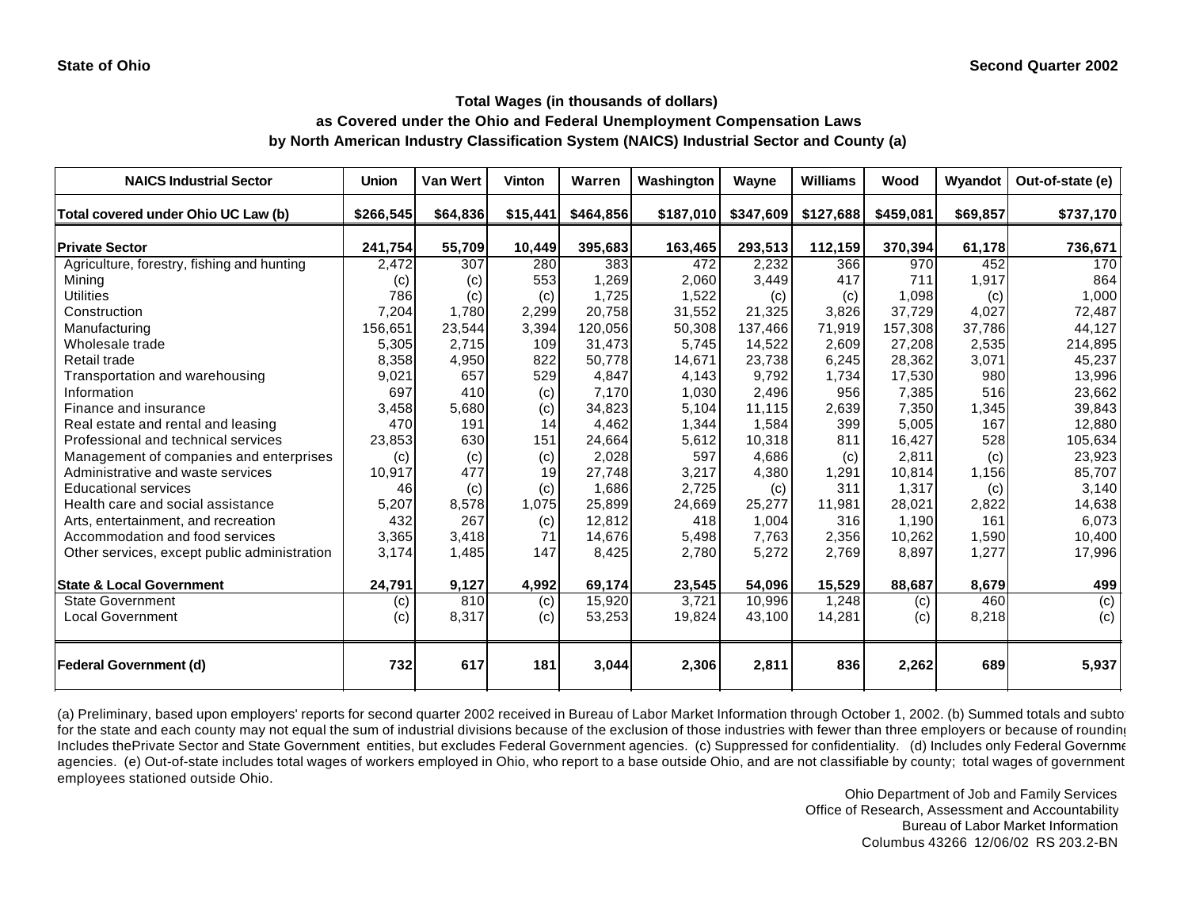**State of Ohio** **Second Quarter 2002**

### Total Wages (in thousands of dollars)
### as Covered under the Ohio and Federal Unemployment Compensation Laws
### by North American Industry Classification System (NAICS) Industrial Sector and County (a)

| NAICS Industrial Sector | Union | Van Wert | Vinton | Warren | Washington | Wayne | Williams | Wood | Wyandot | Out-of-state (e) |
|---|---|---|---|---|---|---|---|---|---|---|
| **Total covered under Ohio UC Law (b)** | **$266,545** | **$64,836** | **$15,441** | **$464,856** | **$187,010** | **$347,609** | **$127,688** | **$459,081** | **$69,857** | **$737,170** |
| **Private Sector** | **241,754** | **55,709** | **10,449** | **395,683** | **163,465** | **293,513** | **112,159** | **370,394** | **61,178** | **736,671** |
| Agriculture, forestry, fishing and hunting | 2,472 | 307 | 280 | 383 | 472 | 2,232 | 366 | 970 | 452 | 170 |
| Mining | (c) | (c) | 553 | 1,269 | 2,060 | 3,449 | 417 | 711 | 1,917 | 864 |
| Utilities | 786 | (c) | (c) | 1,725 | 1,522 | (c) | (c) | 1,098 | (c) | 1,000 |
| Construction | 7,204 | 1,780 | 2,299 | 20,758 | 31,552 | 21,325 | 3,826 | 37,729 | 4,027 | 72,487 |
| Manufacturing | 156,651 | 23,544 | 3,394 | 120,056 | 50,308 | 137,466 | 71,919 | 157,308 | 37,786 | 44,127 |
| Wholesale trade | 5,305 | 2,715 | 109 | 31,473 | 5,745 | 14,522 | 2,609 | 27,208 | 2,535 | 214,895 |
| Retail trade | 8,358 | 4,950 | 822 | 50,778 | 14,671 | 23,738 | 6,245 | 28,362 | 3,071 | 45,237 |
| Transportation and warehousing | 9,021 | 657 | 529 | 4,847 | 4,143 | 9,792 | 1,734 | 17,530 | 980 | 13,996 |
| Information | 697 | 410 | (c) | 7,170 | 1,030 | 2,496 | 956 | 7,385 | 516 | 23,662 |
| Finance and insurance | 3,458 | 5,680 | (c) | 34,823 | 5,104 | 11,115 | 2,639 | 7,350 | 1,345 | 39,843 |
| Real estate and rental and leasing | 470 | 191 | 14 | 4,462 | 1,344 | 1,584 | 399 | 5,005 | 167 | 12,880 |
| Professional and technical services | 23,853 | 630 | 151 | 24,664 | 5,612 | 10,318 | 811 | 16,427 | 528 | 105,634 |
| Management of companies and enterprises | (c) | (c) | (c) | 2,028 | 597 | 4,686 | (c) | 2,811 | (c) | 23,923 |
| Administrative and waste services | 10,917 | 477 | 19 | 27,748 | 3,217 | 4,380 | 1,291 | 10,814 | 1,156 | 85,707 |
| Educational services | 46 | (c) | (c) | 1,686 | 2,725 | (c) | 311 | 1,317 | (c) | 3,140 |
| Health care and social assistance | 5,207 | 8,578 | 1,075 | 25,899 | 24,669 | 25,277 | 11,981 | 28,021 | 2,822 | 14,638 |
| Arts, entertainment, and recreation | 432 | 267 | (c) | 12,812 | 418 | 1,004 | 316 | 1,190 | 161 | 6,073 |
| Accommodation and food services | 3,365 | 3,418 | 71 | 14,676 | 5,498 | 7,763 | 2,356 | 10,262 | 1,590 | 10,400 |
| Other services, except public administration | 3,174 | 1,485 | 147 | 8,425 | 2,780 | 5,272 | 2,769 | 8,897 | 1,277 | 17,996 |
| **State & Local Government** | **24,791** | **9,127** | **4,992** | **69,174** | **23,545** | **54,096** | **15,529** | **88,687** | **8,679** | **499** |
| State Government | (c) | 810 | (c) | 15,920 | 3,721 | 10,996 | 1,248 | (c) | 460 | (c) |
| Local Government | (c) | 8,317 | (c) | 53,253 | 19,824 | 43,100 | 14,281 | (c) | 8,218 | (c) |
| **Federal Government (d)** | **732** | **617** | **181** | **3,044** | **2,306** | **2,811** | **836** | **2,262** | **689** | **5,937** |

(a) Preliminary, based upon employers' reports for second quarter 2002 received in Bureau of Labor Market Information through October 1, 2002. (b) Summed totals and subtotals for the state and each county may not equal the sum of industrial divisions because of the exclusion of those industries with fewer than three employers or because of rounding. Includes thePrivate Sector and State Government entities, but excludes Federal Government agencies. (c) Suppressed for confidentiality. (d) Includes only Federal Government agencies. (e) Out-of-state includes total wages of workers employed in Ohio, who report to a base outside Ohio, and are not classifiable by county; total wages of government employees stationed outside Ohio.

Ohio Department of Job and Family Services
Office of Research, Assessment and Accountability
Bureau of Labor Market Information
Columbus 43266 12/06/02 RS 203.2-BN